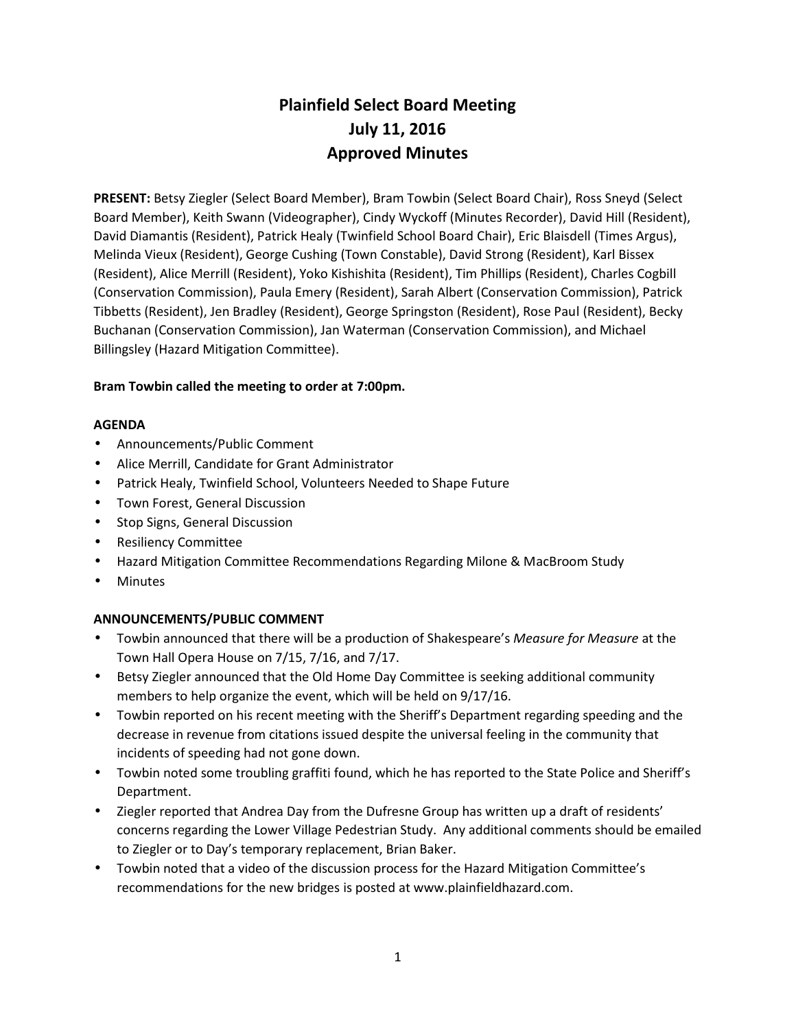# Plainfield Select Board Meeting
# July 11, 2016
# Approved Minutes

**PRESENT:** Betsy Ziegler (Select Board Member), Bram Towbin (Select Board Chair), Ross Sneyd (Select Board Member), Keith Swann (Videographer), Cindy Wyckoff (Minutes Recorder), David Hill (Resident), David Diamantis (Resident), Patrick Healy (Twinfield School Board Chair), Eric Blaisdell (Times Argus), Melinda Vieux (Resident), George Cushing (Town Constable), David Strong (Resident), Karl Bissex (Resident), Alice Merrill (Resident), Yoko Kishishita (Resident), Tim Phillips (Resident), Charles Cogbill (Conservation Commission), Paula Emery (Resident), Sarah Albert (Conservation Commission), Patrick Tibbetts (Resident), Jen Bradley (Resident), George Springston (Resident), Rose Paul (Resident), Becky Buchanan (Conservation Commission), Jan Waterman (Conservation Commission), and Michael Billingsley (Hazard Mitigation Committee).

**Bram Towbin called the meeting to order at 7:00pm.**

**AGENDA**

- Announcements/Public Comment
- Alice Merrill, Candidate for Grant Administrator
- Patrick Healy, Twinfield School, Volunteers Needed to Shape Future
- Town Forest, General Discussion
- Stop Signs, General Discussion
- Resiliency Committee
- Hazard Mitigation Committee Recommendations Regarding Milone & MacBroom Study
- Minutes

**ANNOUNCEMENTS/PUBLIC COMMENT**

- Towbin announced that there will be a production of Shakespeare's *Measure for Measure* at the Town Hall Opera House on 7/15, 7/16, and 7/17.
- Betsy Ziegler announced that the Old Home Day Committee is seeking additional community members to help organize the event, which will be held on 9/17/16.
- Towbin reported on his recent meeting with the Sheriff's Department regarding speeding and the decrease in revenue from citations issued despite the universal feeling in the community that incidents of speeding had not gone down.
- Towbin noted some troubling graffiti found, which he has reported to the State Police and Sheriff's Department.
- Ziegler reported that Andrea Day from the Dufresne Group has written up a draft of residents' concerns regarding the Lower Village Pedestrian Study. Any additional comments should be emailed to Ziegler or to Day's temporary replacement, Brian Baker.
- Towbin noted that a video of the discussion process for the Hazard Mitigation Committee's recommendations for the new bridges is posted at www.plainfieldhazard.com.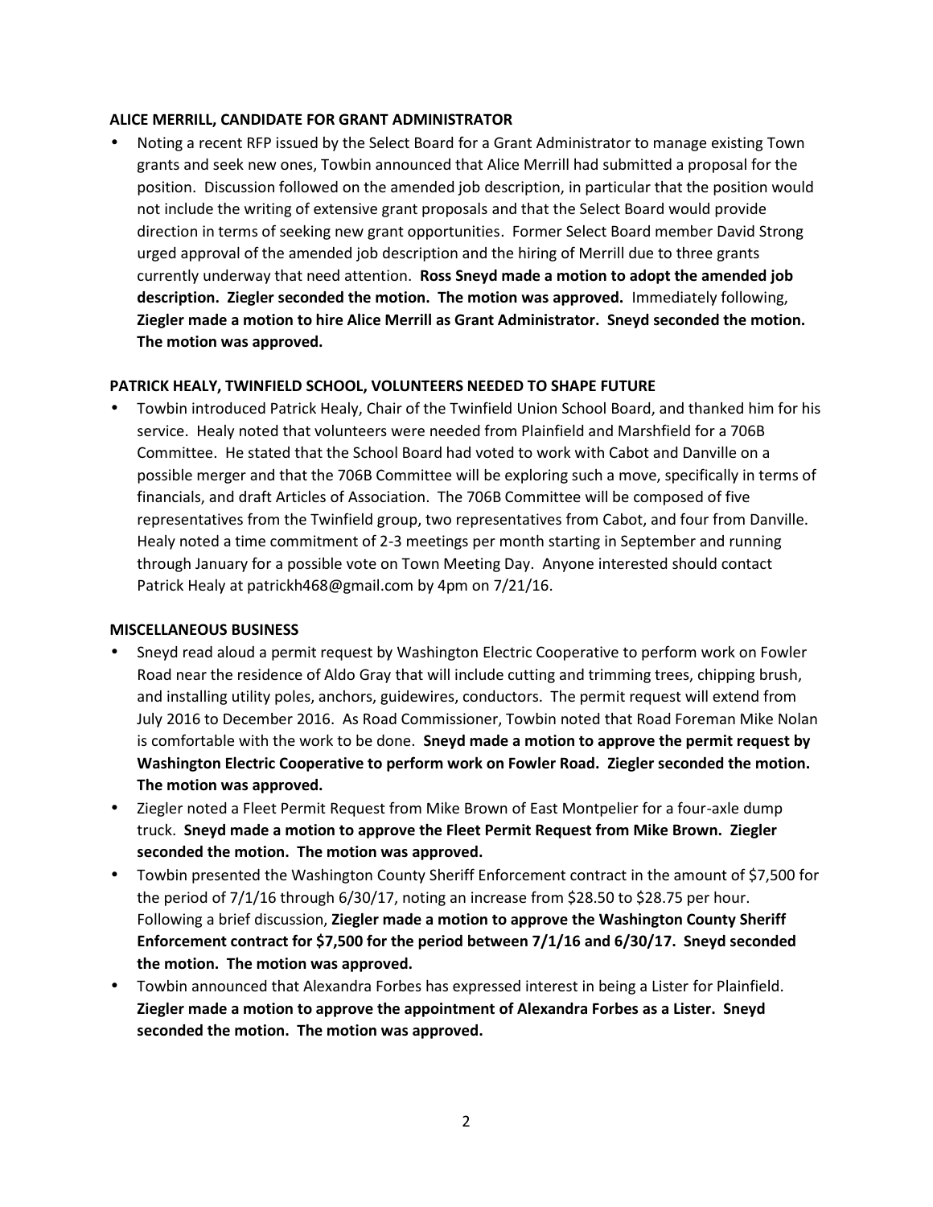**ALICE MERRILL, CANDIDATE FOR GRANT ADMINISTRATOR**

- Noting a recent RFP issued by the Select Board for a Grant Administrator to manage existing Town grants and seek new ones, Towbin announced that Alice Merrill had submitted a proposal for the position. Discussion followed on the amended job description, in particular that the position would not include the writing of extensive grant proposals and that the Select Board would provide direction in terms of seeking new grant opportunities. Former Select Board member David Strong urged approval of the amended job description and the hiring of Merrill due to three grants currently underway that need attention. **Ross Sneyd made a motion to adopt the amended job description. Ziegler seconded the motion. The motion was approved.** Immediately following, **Ziegler made a motion to hire Alice Merrill as Grant Administrator. Sneyd seconded the motion. The motion was approved.**

**PATRICK HEALY, TWINFIELD SCHOOL, VOLUNTEERS NEEDED TO SHAPE FUTURE**

- Towbin introduced Patrick Healy, Chair of the Twinfield Union School Board, and thanked him for his service. Healy noted that volunteers were needed from Plainfield and Marshfield for a 706B Committee. He stated that the School Board had voted to work with Cabot and Danville on a possible merger and that the 706B Committee will be exploring such a move, specifically in terms of financials, and draft Articles of Association. The 706B Committee will be composed of five representatives from the Twinfield group, two representatives from Cabot, and four from Danville. Healy noted a time commitment of 2-3 meetings per month starting in September and running through January for a possible vote on Town Meeting Day. Anyone interested should contact Patrick Healy at patrickh468@gmail.com by 4pm on 7/21/16.

**MISCELLANEOUS BUSINESS**

- Sneyd read aloud a permit request by Washington Electric Cooperative to perform work on Fowler Road near the residence of Aldo Gray that will include cutting and trimming trees, chipping brush, and installing utility poles, anchors, guidewires, conductors. The permit request will extend from July 2016 to December 2016. As Road Commissioner, Towbin noted that Road Foreman Mike Nolan is comfortable with the work to be done. **Sneyd made a motion to approve the permit request by Washington Electric Cooperative to perform work on Fowler Road. Ziegler seconded the motion. The motion was approved.**
- Ziegler noted a Fleet Permit Request from Mike Brown of East Montpelier for a four-axle dump truck. **Sneyd made a motion to approve the Fleet Permit Request from Mike Brown. Ziegler seconded the motion. The motion was approved.**
- Towbin presented the Washington County Sheriff Enforcement contract in the amount of $7,500 for the period of 7/1/16 through 6/30/17, noting an increase from $28.50 to $28.75 per hour. Following a brief discussion, **Ziegler made a motion to approve the Washington County Sheriff Enforcement contract for $7,500 for the period between 7/1/16 and 6/30/17. Sneyd seconded the motion. The motion was approved.**
- Towbin announced that Alexandra Forbes has expressed interest in being a Lister for Plainfield. **Ziegler made a motion to approve the appointment of Alexandra Forbes as a Lister. Sneyd seconded the motion. The motion was approved.**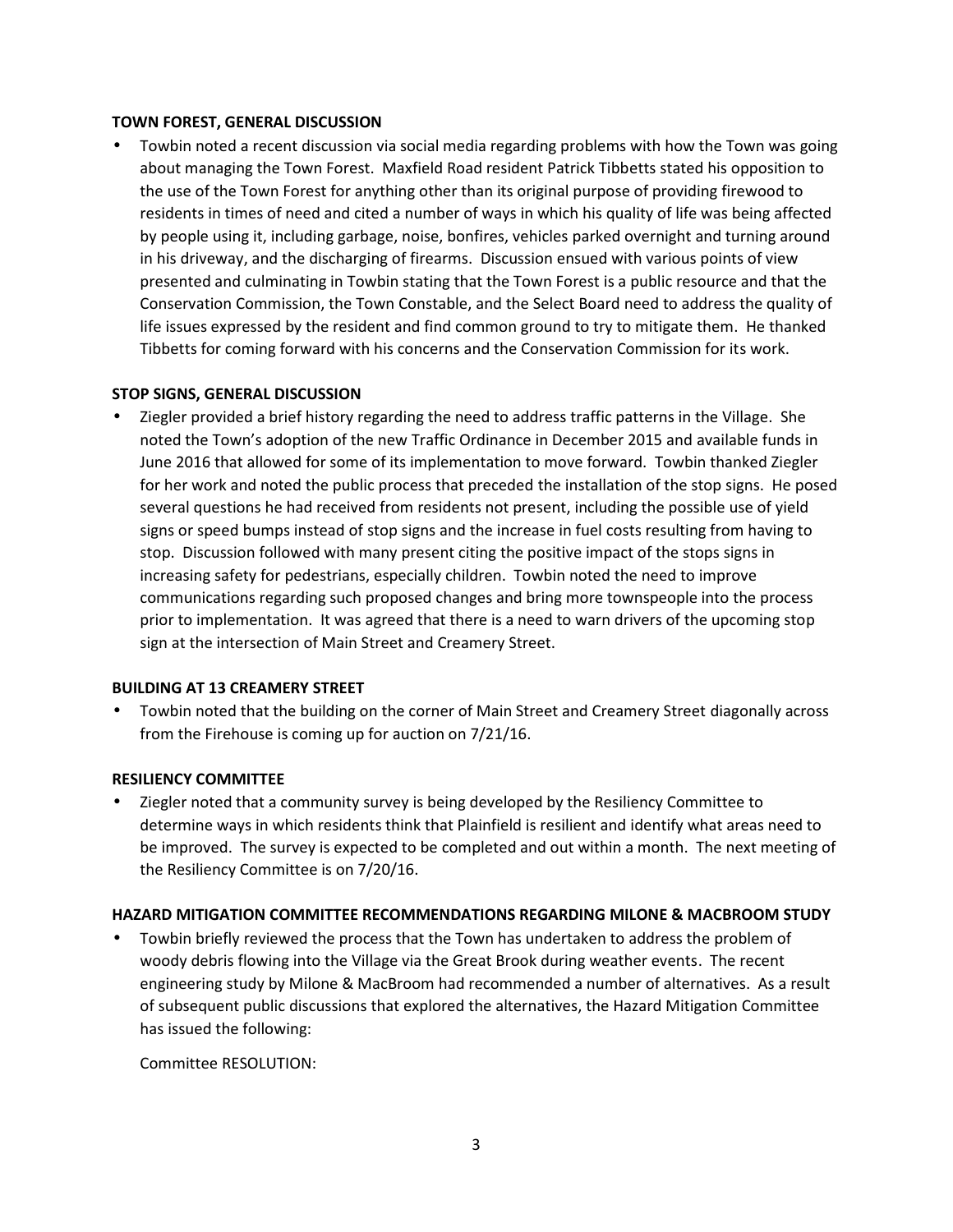**TOWN FOREST, GENERAL DISCUSSION**

- Towbin noted a recent discussion via social media regarding problems with how the Town was going about managing the Town Forest. Maxfield Road resident Patrick Tibbetts stated his opposition to the use of the Town Forest for anything other than its original purpose of providing firewood to residents in times of need and cited a number of ways in which his quality of life was being affected by people using it, including garbage, noise, bonfires, vehicles parked overnight and turning around in his driveway, and the discharging of firearms. Discussion ensued with various points of view presented and culminating in Towbin stating that the Town Forest is a public resource and that the Conservation Commission, the Town Constable, and the Select Board need to address the quality of life issues expressed by the resident and find common ground to try to mitigate them. He thanked Tibbetts for coming forward with his concerns and the Conservation Commission for its work.

**STOP SIGNS, GENERAL DISCUSSION**

- Ziegler provided a brief history regarding the need to address traffic patterns in the Village. She noted the Town's adoption of the new Traffic Ordinance in December 2015 and available funds in June 2016 that allowed for some of its implementation to move forward. Towbin thanked Ziegler for her work and noted the public process that preceded the installation of the stop signs. He posed several questions he had received from residents not present, including the possible use of yield signs or speed bumps instead of stop signs and the increase in fuel costs resulting from having to stop. Discussion followed with many present citing the positive impact of the stops signs in increasing safety for pedestrians, especially children. Towbin noted the need to improve communications regarding such proposed changes and bring more townspeople into the process prior to implementation. It was agreed that there is a need to warn drivers of the upcoming stop sign at the intersection of Main Street and Creamery Street.

**BUILDING AT 13 CREAMERY STREET**

- Towbin noted that the building on the corner of Main Street and Creamery Street diagonally across from the Firehouse is coming up for auction on 7/21/16.

**RESILIENCY COMMITTEE**

- Ziegler noted that a community survey is being developed by the Resiliency Committee to determine ways in which residents think that Plainfield is resilient and identify what areas need to be improved. The survey is expected to be completed and out within a month. The next meeting of the Resiliency Committee is on 7/20/16.

**HAZARD MITIGATION COMMITTEE RECOMMENDATIONS REGARDING MILONE & MACBROOM STUDY**

- Towbin briefly reviewed the process that the Town has undertaken to address the problem of woody debris flowing into the Village via the Great Brook during weather events. The recent engineering study by Milone & MacBroom had recommended a number of alternatives. As a result of subsequent public discussions that explored the alternatives, the Hazard Mitigation Committee has issued the following:

  Committee RESOLUTION: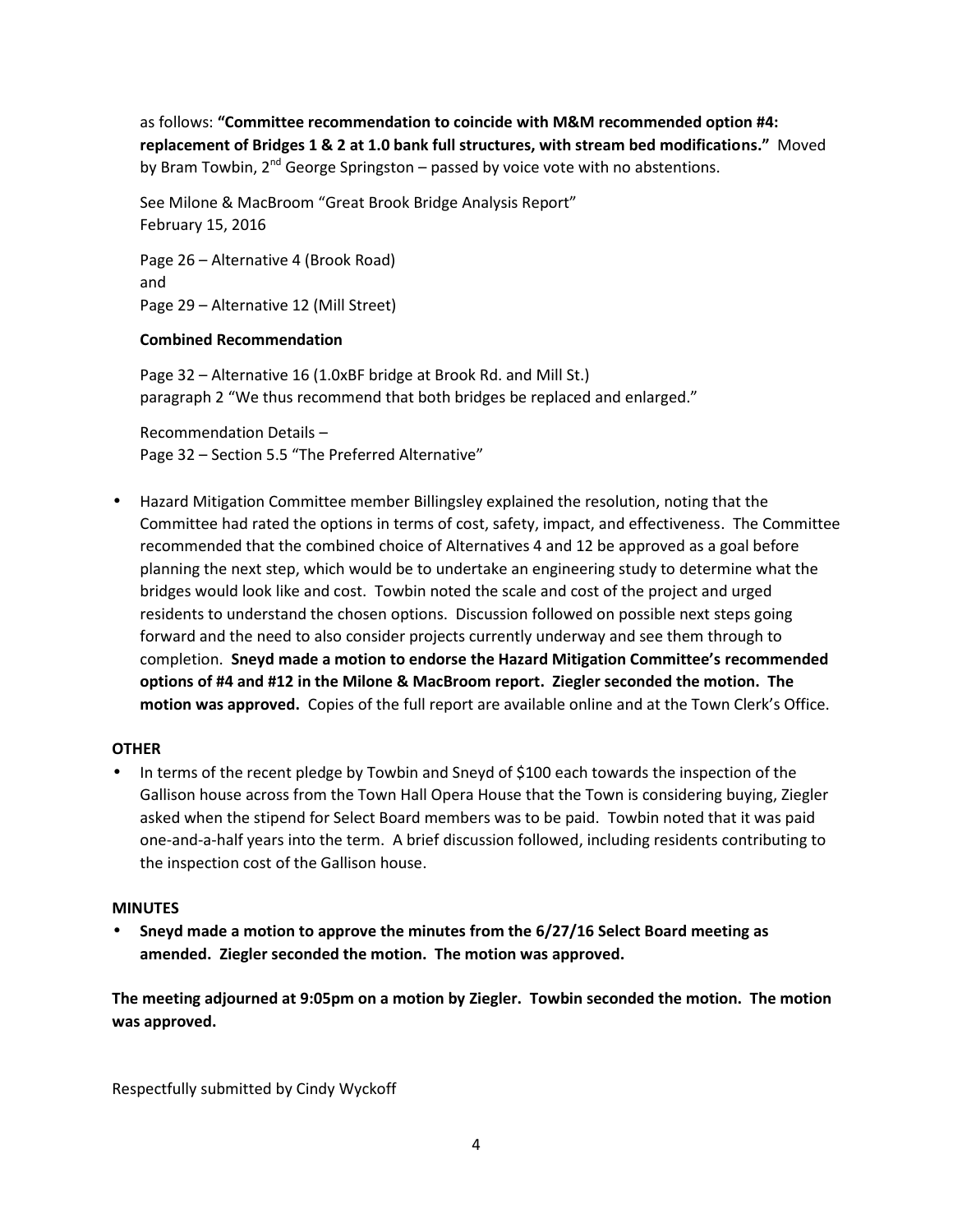as follows: **"Committee recommendation to coincide with M&M recommended option #4: replacement of Bridges 1 & 2 at 1.0 bank full structures, with stream bed modifications."** Moved by Bram Towbin, 2nd George Springston – passed by voice vote with no abstentions.

See Milone & MacBroom "Great Brook Bridge Analysis Report"
February 15, 2016

Page 26 – Alternative 4 (Brook Road)
and
Page 29 – Alternative 12 (Mill Street)

**Combined Recommendation**

Page 32 – Alternative 16 (1.0xBF bridge at Brook Rd. and Mill St.)
paragraph 2 "We thus recommend that both bridges be replaced and enlarged."

Recommendation Details –
Page 32 – Section 5.5 "The Preferred Alternative"

- Hazard Mitigation Committee member Billingsley explained the resolution, noting that the Committee had rated the options in terms of cost, safety, impact, and effectiveness. The Committee recommended that the combined choice of Alternatives 4 and 12 be approved as a goal before planning the next step, which would be to undertake an engineering study to determine what the bridges would look like and cost. Towbin noted the scale and cost of the project and urged residents to understand the chosen options. Discussion followed on possible next steps going forward and the need to also consider projects currently underway and see them through to completion. **Sneyd made a motion to endorse the Hazard Mitigation Committee's recommended options of #4 and #12 in the Milone & MacBroom report. Ziegler seconded the motion. The motion was approved.** Copies of the full report are available online and at the Town Clerk's Office.

**OTHER**

- In terms of the recent pledge by Towbin and Sneyd of $100 each towards the inspection of the Gallison house across from the Town Hall Opera House that the Town is considering buying, Ziegler asked when the stipend for Select Board members was to be paid. Towbin noted that it was paid one-and-a-half years into the term. A brief discussion followed, including residents contributing to the inspection cost of the Gallison house.

**MINUTES**

- **Sneyd made a motion to approve the minutes from the 6/27/16 Select Board meeting as amended. Ziegler seconded the motion. The motion was approved.**

**The meeting adjourned at 9:05pm on a motion by Ziegler. Towbin seconded the motion. The motion was approved.**

Respectfully submitted by Cindy Wyckoff